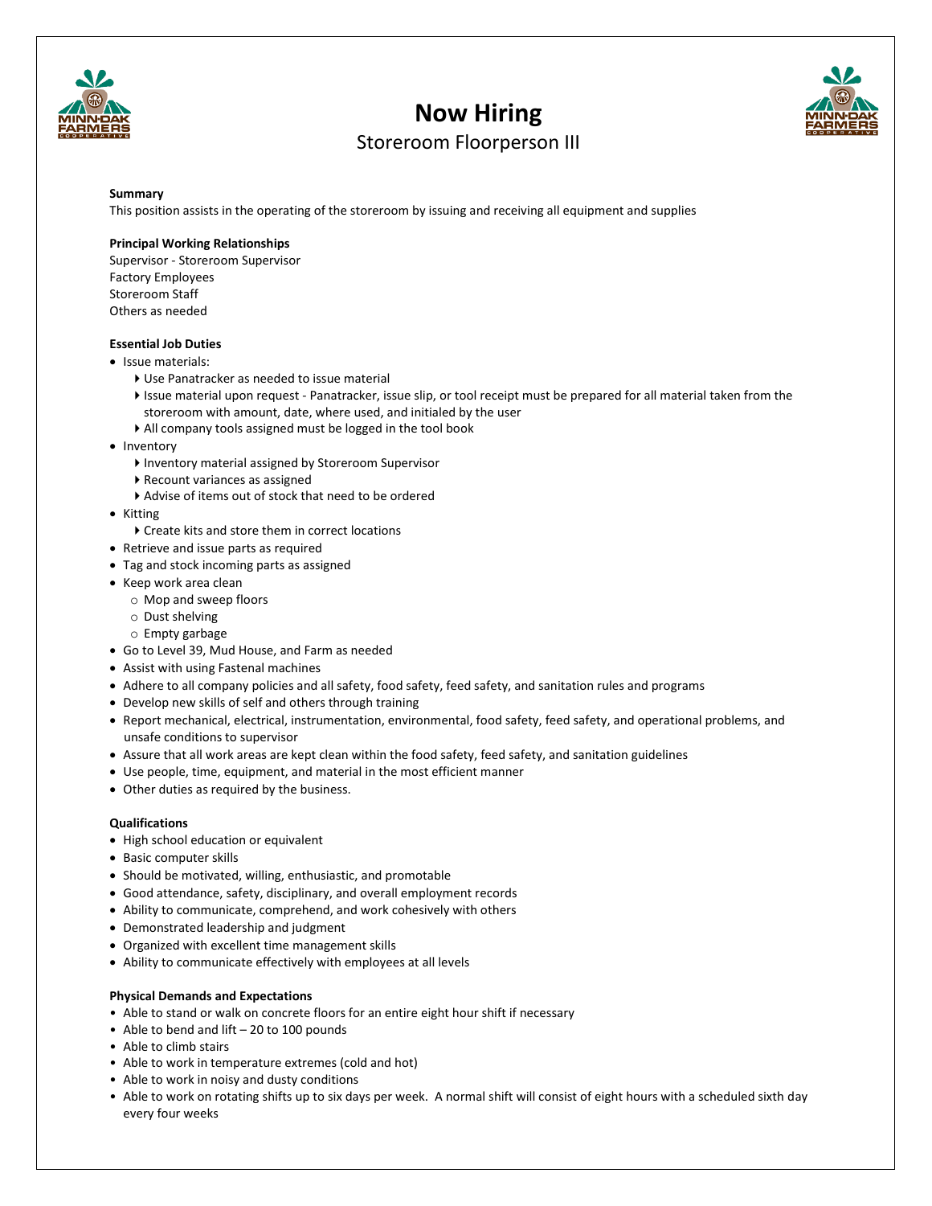# Now Hiring

## Storeroom Floorperson III

**Summary**

This position assists in the operating of the storeroom by issuing and receiving all equipment and supplies

**Principal Working Relationships**

Supervisor - Storeroom Supervisor
Factory Employees
Storeroom Staff
Others as needed

**Essential Job Duties**

- Issue materials:
  - Use Panatracker as needed to issue material
  - Issue material upon request - Panatracker, issue slip, or tool receipt must be prepared for all material taken from the storeroom with amount, date, where used, and initialed by the user
  - All company tools assigned must be logged in the tool book
- Inventory
  - Inventory material assigned by Storeroom Supervisor
  - Recount variances as assigned
  - Advise of items out of stock that need to be ordered
- Kitting
  - Create kits and store them in correct locations
- Retrieve and issue parts as required
- Tag and stock incoming parts as assigned
- Keep work area clean
  - Mop and sweep floors
  - Dust shelving
  - Empty garbage
- Go to Level 39, Mud House, and Farm as needed
- Assist with using Fastenal machines
- Adhere to all company policies and all safety, food safety, feed safety, and sanitation rules and programs
- Develop new skills of self and others through training
- Report mechanical, electrical, instrumentation, environmental, food safety, feed safety, and operational problems, and unsafe conditions to supervisor
- Assure that all work areas are kept clean within the food safety, feed safety, and sanitation guidelines
- Use people, time, equipment, and material in the most efficient manner
- Other duties as required by the business.

**Qualifications**

- High school education or equivalent
- Basic computer skills
- Should be motivated, willing, enthusiastic, and promotable
- Good attendance, safety, disciplinary, and overall employment records
- Ability to communicate, comprehend, and work cohesively with others
- Demonstrated leadership and judgment
- Organized with excellent time management skills
- Ability to communicate effectively with employees at all levels

**Physical Demands and Expectations**

- Able to stand or walk on concrete floors for an entire eight hour shift if necessary
- Able to bend and lift – 20 to 100 pounds
- Able to climb stairs
- Able to work in temperature extremes (cold and hot)
- Able to work in noisy and dusty conditions
- Able to work on rotating shifts up to six days per week. A normal shift will consist of eight hours with a scheduled sixth day every four weeks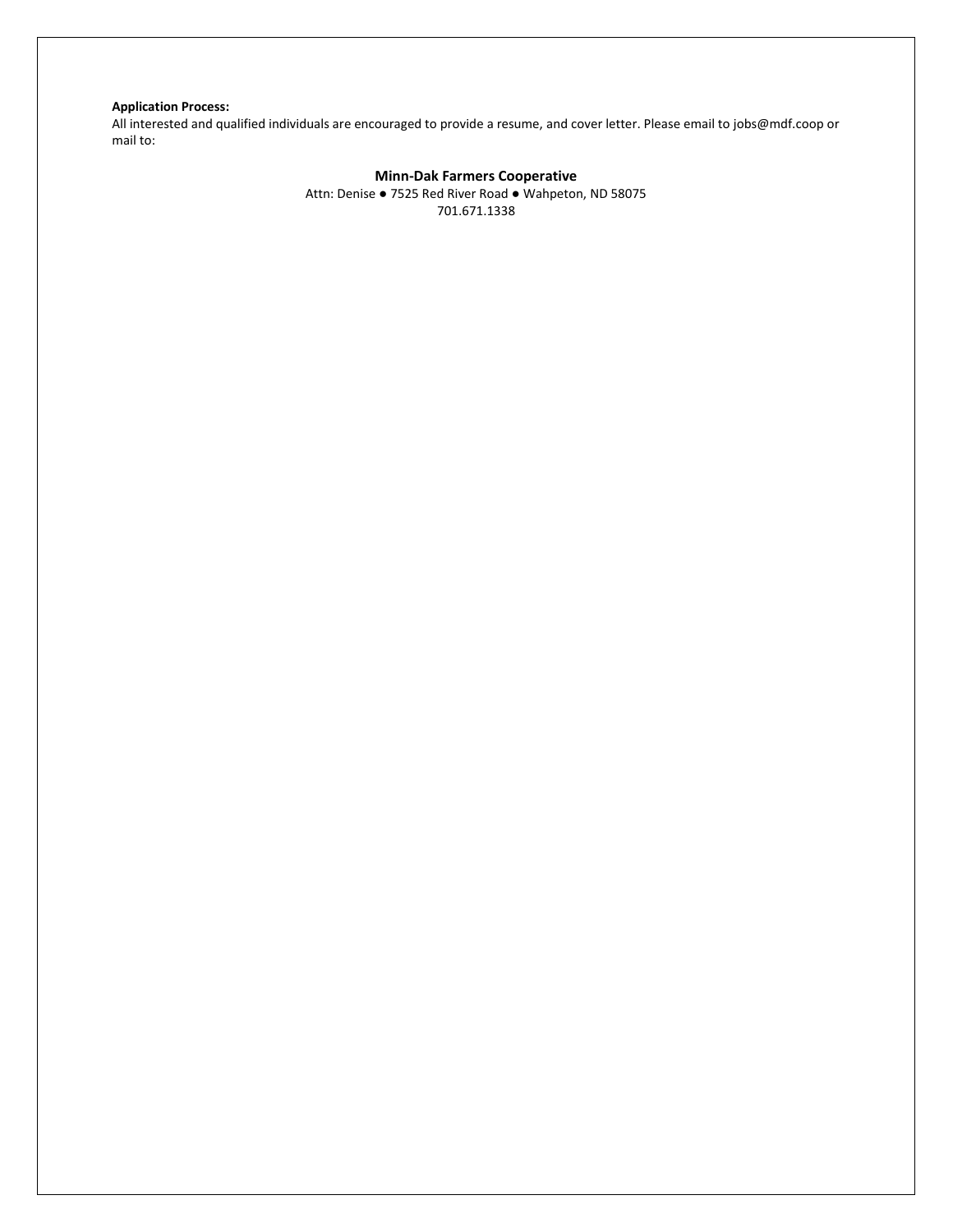**Application Process:**
All interested and qualified individuals are encouraged to provide a resume, and cover letter. Please email to jobs@mdf.coop or mail to:

**Minn-Dak Farmers Cooperative**
Attn: Denise ● 7525 Red River Road ● Wahpeton, ND 58075
701.671.1338